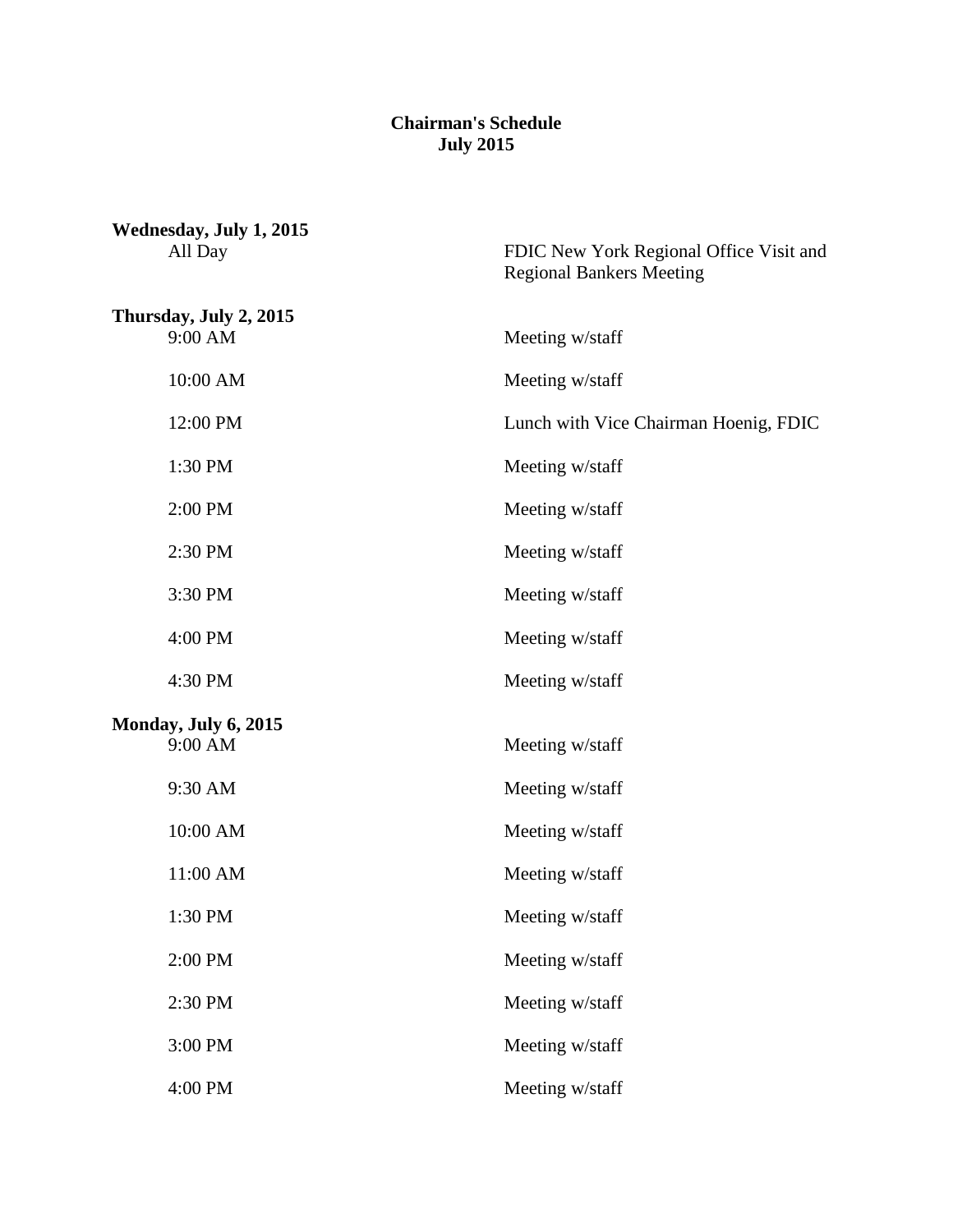# Chairman's Schedule
## July 2015

**Wednesday, July 1, 2015**

| | |
|---|---|
| All Day | FDIC New York Regional Office Visit and Regional Bankers Meeting |

**Thursday, July 2, 2015**

| | |
|---|---|
| 9:00 AM | Meeting w/staff |
| 10:00 AM | Meeting w/staff |
| 12:00 PM | Lunch with Vice Chairman Hoenig, FDIC |
| 1:30 PM | Meeting w/staff |
| 2:00 PM | Meeting w/staff |
| 2:30 PM | Meeting w/staff |
| 3:30 PM | Meeting w/staff |
| 4:00 PM | Meeting w/staff |
| 4:30 PM | Meeting w/staff |

**Monday, July 6, 2015**

| | |
|---|---|
| 9:00 AM | Meeting w/staff |
| 9:30 AM | Meeting w/staff |
| 10:00 AM | Meeting w/staff |
| 11:00 AM | Meeting w/staff |
| 1:30 PM | Meeting w/staff |
| 2:00 PM | Meeting w/staff |
| 2:30 PM | Meeting w/staff |
| 3:00 PM | Meeting w/staff |
| 4:00 PM | Meeting w/staff |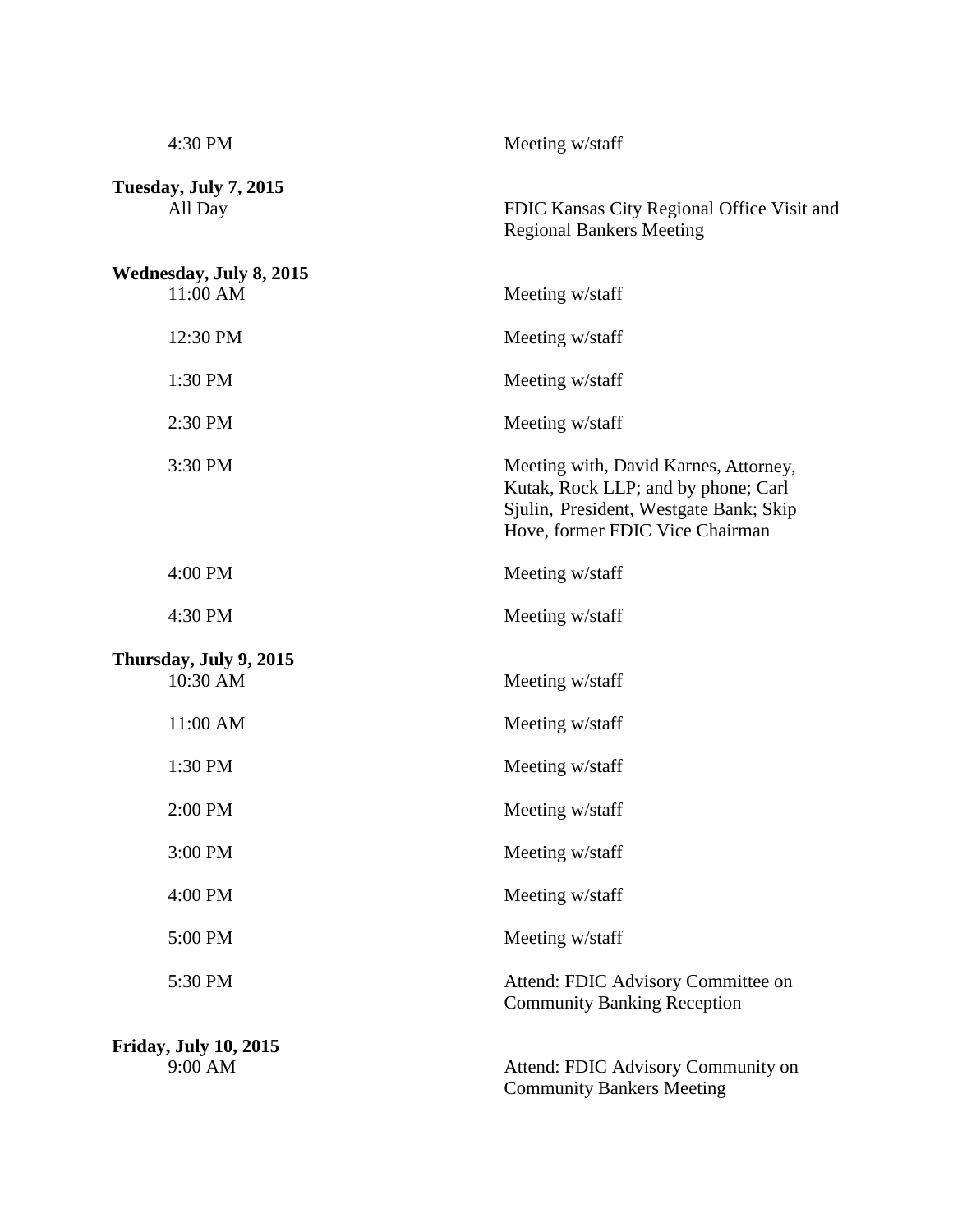| | |
|---|---|
| 4:30 PM | Meeting w/staff |
| **Tuesday, July 7, 2015** | |
| All Day | FDIC Kansas City Regional Office Visit and Regional Bankers Meeting |
| **Wednesday, July 8, 2015** | |
| 11:00 AM | Meeting w/staff |
| 12:30 PM | Meeting w/staff |
| 1:30 PM | Meeting w/staff |
| 2:30 PM | Meeting w/staff |
| 3:30 PM | Meeting with, David Karnes, Attorney, Kutak, Rock LLP; and by phone; Carl Sjulin, President, Westgate Bank; Skip Hove, former FDIC Vice Chairman |
| 4:00 PM | Meeting w/staff |
| 4:30 PM | Meeting w/staff |
| **Thursday, July 9, 2015** | |
| 10:30 AM | Meeting w/staff |
| 11:00 AM | Meeting w/staff |
| 1:30 PM | Meeting w/staff |
| 2:00 PM | Meeting w/staff |
| 3:00 PM | Meeting w/staff |
| 4:00 PM | Meeting w/staff |
| 5:00 PM | Meeting w/staff |
| 5:30 PM | Attend: FDIC Advisory Committee on Community Banking Reception |
| **Friday, July 10, 2015** | |
| 9:00 AM | Attend: FDIC Advisory Community on Community Bankers Meeting |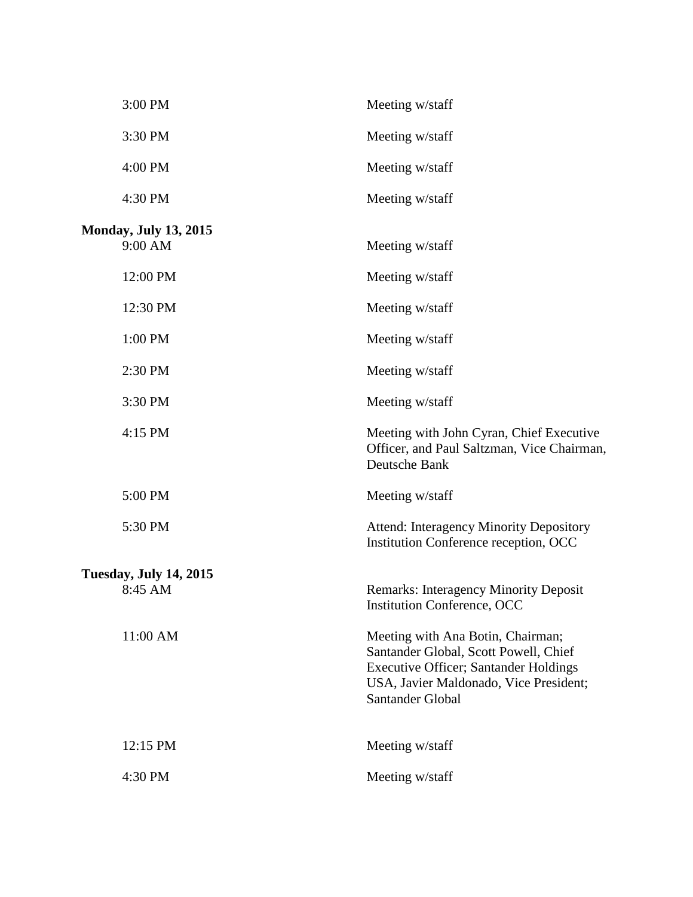| | |
|---|---|
| 3:00 PM | Meeting w/staff |
| 3:30 PM | Meeting w/staff |
| 4:00 PM | Meeting w/staff |
| 4:30 PM | Meeting w/staff |

**Monday, July 13, 2015**

| | |
|---|---|
| 9:00 AM | Meeting w/staff |
| 12:00 PM | Meeting w/staff |
| 12:30 PM | Meeting w/staff |
| 1:00 PM | Meeting w/staff |
| 2:30 PM | Meeting w/staff |
| 3:30 PM | Meeting w/staff |
| 4:15 PM | Meeting with John Cyran, Chief Executive Officer, and Paul Saltzman, Vice Chairman, Deutsche Bank |
| 5:00 PM | Meeting w/staff |
| 5:30 PM | Attend: Interagency Minority Depository Institution Conference reception, OCC |

**Tuesday, July 14, 2015**

| | |
|---|---|
| 8:45 AM | Remarks: Interagency Minority Deposit Institution Conference, OCC |
| 11:00 AM | Meeting with Ana Botin, Chairman; Santander Global, Scott Powell, Chief Executive Officer; Santander Holdings USA, Javier Maldonado, Vice President; Santander Global |
| 12:15 PM | Meeting w/staff |
| 4:30 PM | Meeting w/staff |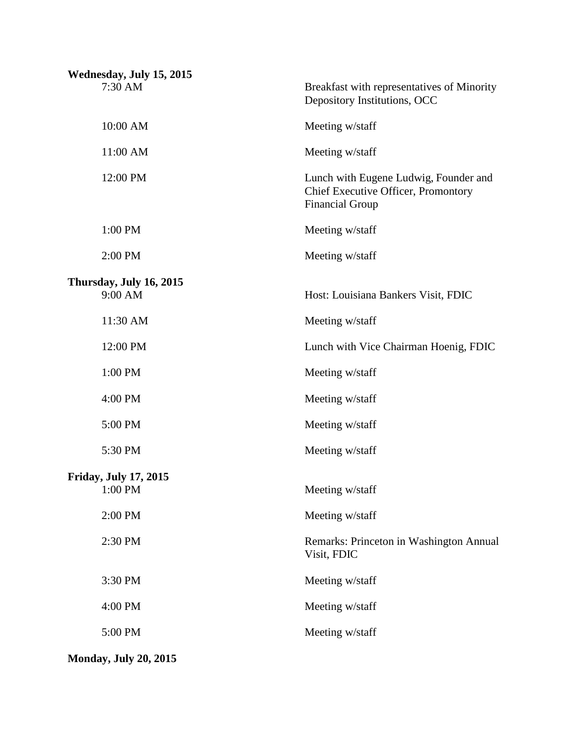**Wednesday, July 15, 2015**

| | |
|---|---|
| 7:30 AM | Breakfast with representatives of Minority Depository Institutions, OCC |
| 10:00 AM | Meeting w/staff |
| 11:00 AM | Meeting w/staff |
| 12:00 PM | Lunch with Eugene Ludwig, Founder and Chief Executive Officer, Promontory Financial Group |
| 1:00 PM | Meeting w/staff |
| 2:00 PM | Meeting w/staff |

**Thursday, July 16, 2015**

| | |
|---|---|
| 9:00 AM | Host: Louisiana Bankers Visit, FDIC |
| 11:30 AM | Meeting w/staff |
| 12:00 PM | Lunch with Vice Chairman Hoenig, FDIC |
| 1:00 PM | Meeting w/staff |
| 4:00 PM | Meeting w/staff |
| 5:00 PM | Meeting w/staff |
| 5:30 PM | Meeting w/staff |

**Friday, July 17, 2015**

| | |
|---|---|
| 1:00 PM | Meeting w/staff |
| 2:00 PM | Meeting w/staff |
| 2:30 PM | Remarks: Princeton in Washington Annual Visit, FDIC |
| 3:30 PM | Meeting w/staff |
| 4:00 PM | Meeting w/staff |
| 5:00 PM | Meeting w/staff |

**Monday, July 20, 2015**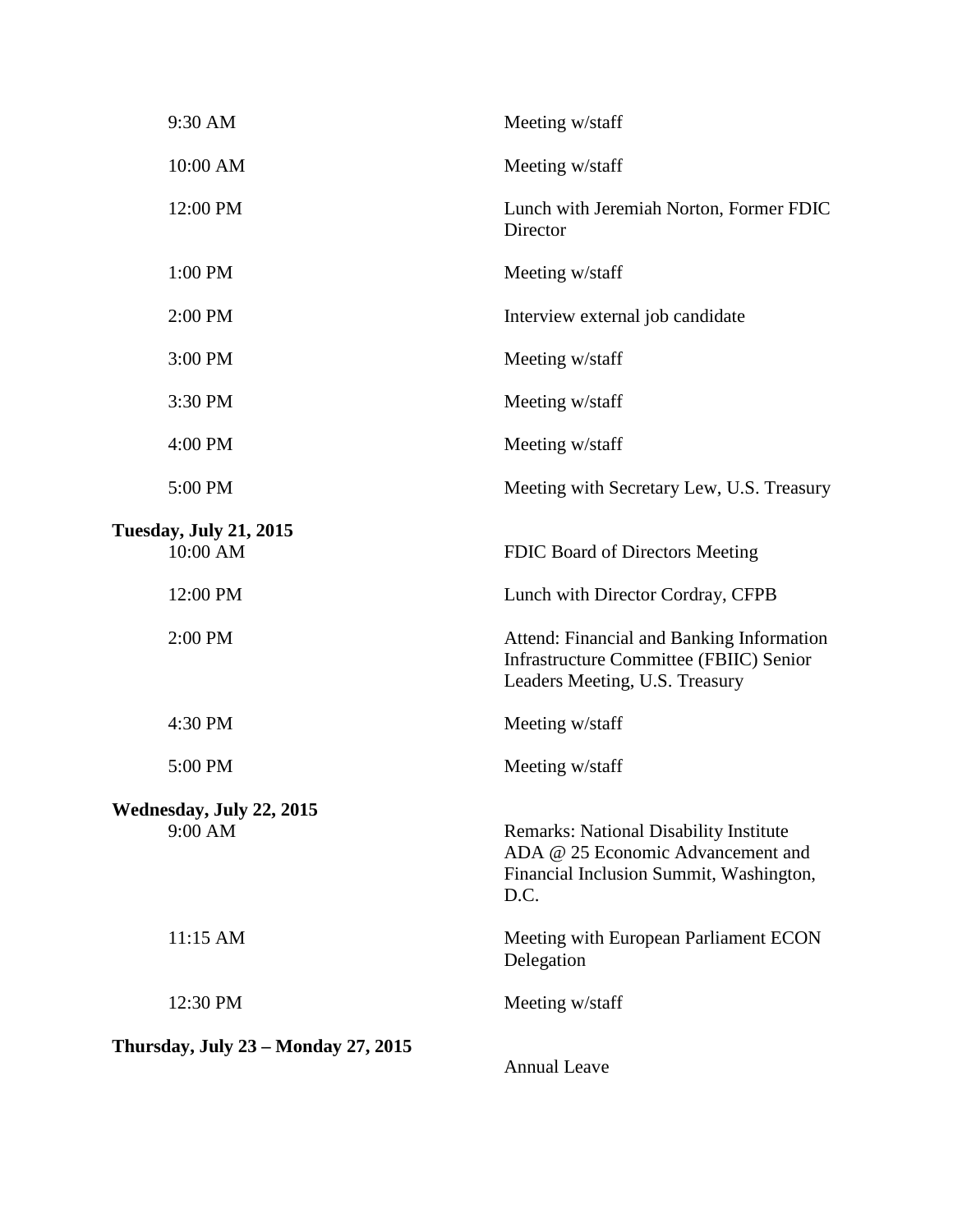| | |
|---|---|
| 9:30 AM | Meeting w/staff |
| 10:00 AM | Meeting w/staff |
| 12:00 PM | Lunch with Jeremiah Norton, Former FDIC Director |
| 1:00 PM | Meeting w/staff |
| 2:00 PM | Interview external job candidate |
| 3:00 PM | Meeting w/staff |
| 3:30 PM | Meeting w/staff |
| 4:00 PM | Meeting w/staff |
| 5:00 PM | Meeting with Secretary Lew, U.S. Treasury |

**Tuesday, July 21, 2015**

| | |
|---|---|
| 10:00 AM | FDIC Board of Directors Meeting |
| 12:00 PM | Lunch with Director Cordray, CFPB |
| 2:00 PM | Attend: Financial and Banking Information Infrastructure Committee (FBIIC) Senior Leaders Meeting, U.S. Treasury |
| 4:30 PM | Meeting w/staff |
| 5:00 PM | Meeting w/staff |

**Wednesday, July 22, 2015**

| | |
|---|---|
| 9:00 AM | Remarks: National Disability Institute ADA @ 25 Economic Advancement and Financial Inclusion Summit, Washington, D.C. |
| 11:15 AM | Meeting with European Parliament ECON Delegation |
| 12:30 PM | Meeting w/staff |

**Thursday, July 23 – Monday 27, 2015**

Annual Leave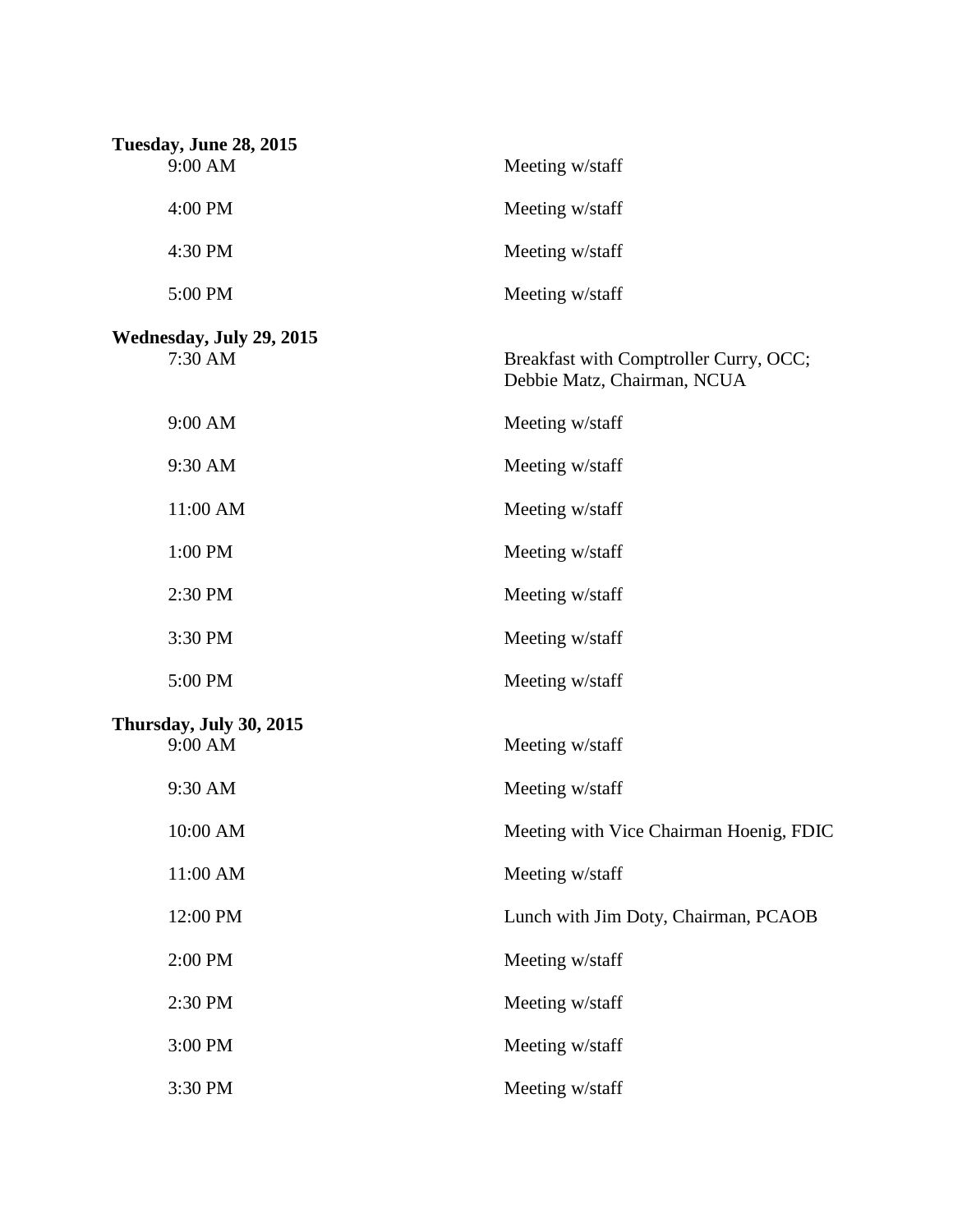**Tuesday, June 28, 2015**

| | |
|---|---|
| 9:00 AM | Meeting w/staff |
| 4:00 PM | Meeting w/staff |
| 4:30 PM | Meeting w/staff |
| 5:00 PM | Meeting w/staff |

**Wednesday, July 29, 2015**

| | |
|---|---|
| 7:30 AM | Breakfast with Comptroller Curry, OCC; Debbie Matz, Chairman, NCUA |
| 9:00 AM | Meeting w/staff |
| 9:30 AM | Meeting w/staff |
| 11:00 AM | Meeting w/staff |
| 1:00 PM | Meeting w/staff |
| 2:30 PM | Meeting w/staff |
| 3:30 PM | Meeting w/staff |
| 5:00 PM | Meeting w/staff |

**Thursday, July 30, 2015**

| | |
|---|---|
| 9:00 AM | Meeting w/staff |
| 9:30 AM | Meeting w/staff |
| 10:00 AM | Meeting with Vice Chairman Hoenig, FDIC |
| 11:00 AM | Meeting w/staff |
| 12:00 PM | Lunch with Jim Doty, Chairman, PCAOB |
| 2:00 PM | Meeting w/staff |
| 2:30 PM | Meeting w/staff |
| 3:00 PM | Meeting w/staff |
| 3:30 PM | Meeting w/staff |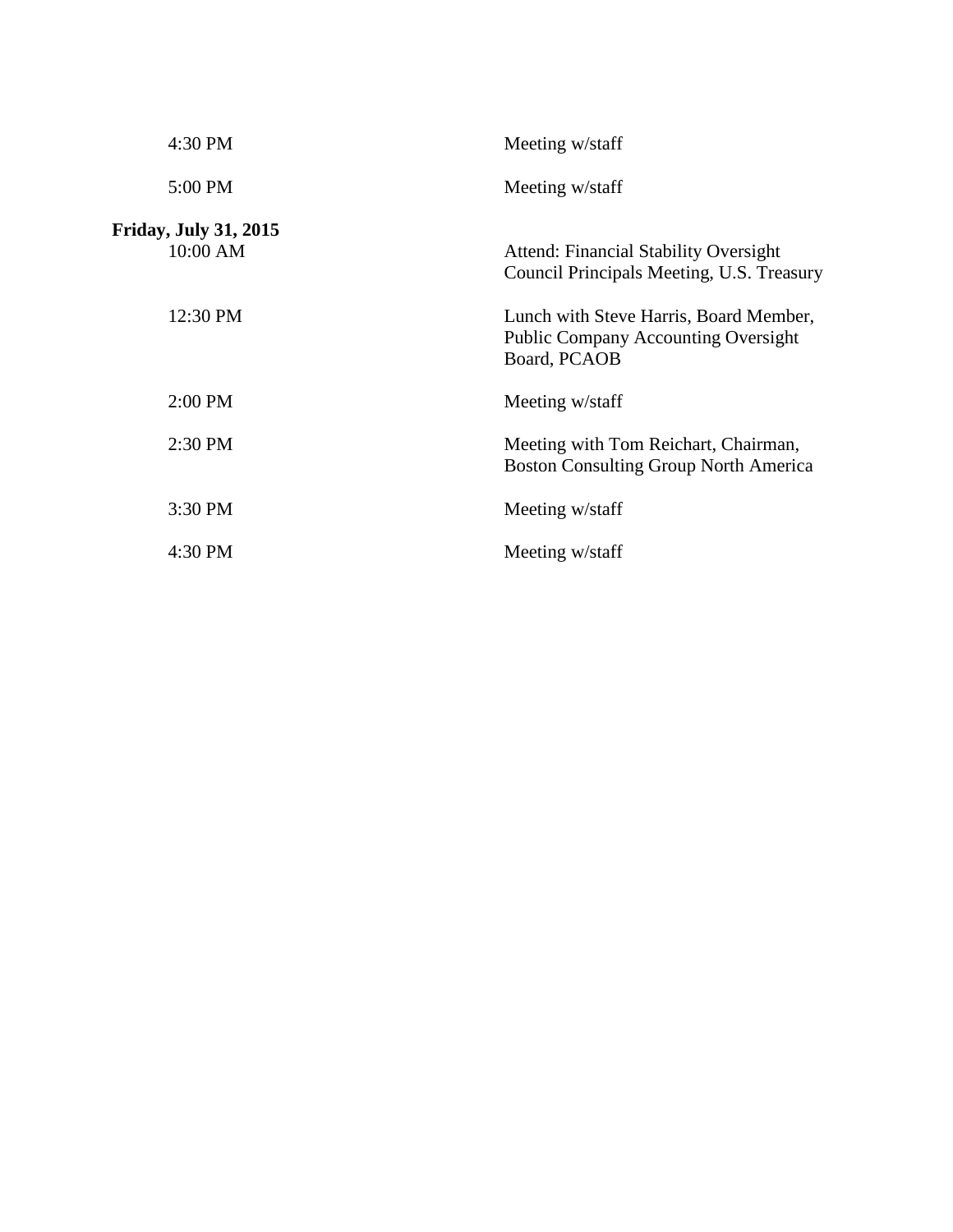| | |
|---|---|
| 4:30 PM | Meeting w/staff |
| 5:00 PM | Meeting w/staff |

**Friday, July 31, 2015**

| | |
|---|---|
| 10:00 AM | Attend: Financial Stability Oversight Council Principals Meeting, U.S. Treasury |
| 12:30 PM | Lunch with Steve Harris, Board Member, Public Company Accounting Oversight Board, PCAOB |
| 2:00 PM | Meeting w/staff |
| 2:30 PM | Meeting with Tom Reichart, Chairman, Boston Consulting Group North America |
| 3:30 PM | Meeting w/staff |
| 4:30 PM | Meeting w/staff |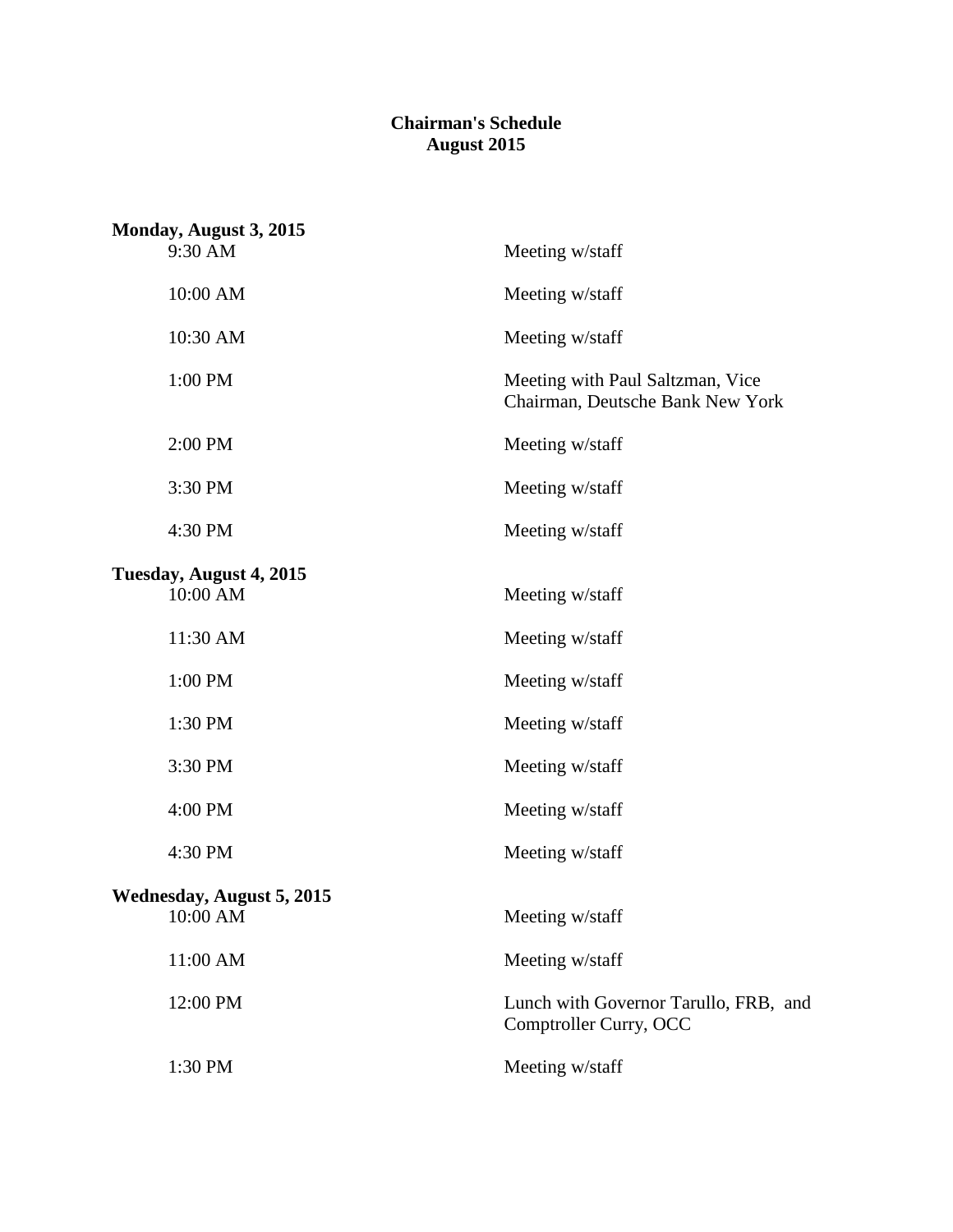# Chairman's Schedule
## August 2015

**Monday, August 3, 2015**

| Time | Event |
|---|---|
| 9:30 AM | Meeting w/staff |
| 10:00 AM | Meeting w/staff |
| 10:30 AM | Meeting w/staff |
| 1:00 PM | Meeting with Paul Saltzman, Vice Chairman, Deutsche Bank New York |
| 2:00 PM | Meeting w/staff |
| 3:30 PM | Meeting w/staff |
| 4:30 PM | Meeting w/staff |

**Tuesday, August 4, 2015**

| Time | Event |
|---|---|
| 10:00 AM | Meeting w/staff |
| 11:30 AM | Meeting w/staff |
| 1:00 PM | Meeting w/staff |
| 1:30 PM | Meeting w/staff |
| 3:30 PM | Meeting w/staff |
| 4:00 PM | Meeting w/staff |
| 4:30 PM | Meeting w/staff |

**Wednesday, August 5, 2015**

| Time | Event |
|---|---|
| 10:00 AM | Meeting w/staff |
| 11:00 AM | Meeting w/staff |
| 12:00 PM | Lunch with Governor Tarullo, FRB, and Comptroller Curry, OCC |
| 1:30 PM | Meeting w/staff |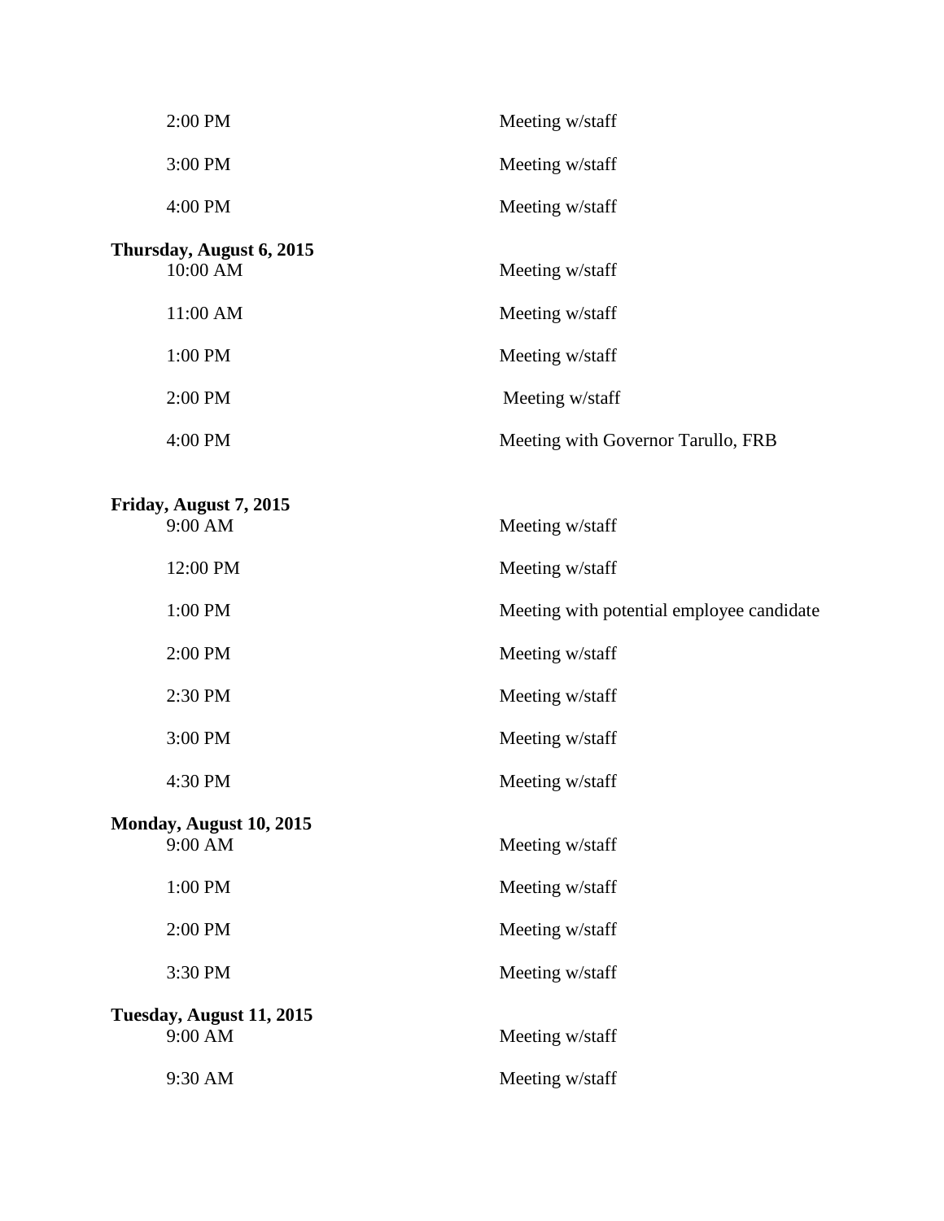| | |
|---|---|
| 2:00 PM | Meeting w/staff |
| 3:00 PM | Meeting w/staff |
| 4:00 PM | Meeting w/staff |

**Thursday, August 6, 2015**

| | |
|---|---|
| 10:00 AM | Meeting w/staff |
| 11:00 AM | Meeting w/staff |
| 1:00 PM | Meeting w/staff |
| 2:00 PM | Meeting w/staff |
| 4:00 PM | Meeting with Governor Tarullo, FRB |

**Friday, August 7, 2015**

| | |
|---|---|
| 9:00 AM | Meeting w/staff |
| 12:00 PM | Meeting w/staff |
| 1:00 PM | Meeting with potential employee candidate |
| 2:00 PM | Meeting w/staff |
| 2:30 PM | Meeting w/staff |
| 3:00 PM | Meeting w/staff |
| 4:30 PM | Meeting w/staff |

**Monday, August 10, 2015**

| | |
|---|---|
| 9:00 AM | Meeting w/staff |
| 1:00 PM | Meeting w/staff |
| 2:00 PM | Meeting w/staff |
| 3:30 PM | Meeting w/staff |

**Tuesday, August 11, 2015**

| | |
|---|---|
| 9:00 AM | Meeting w/staff |
| 9:30 AM | Meeting w/staff |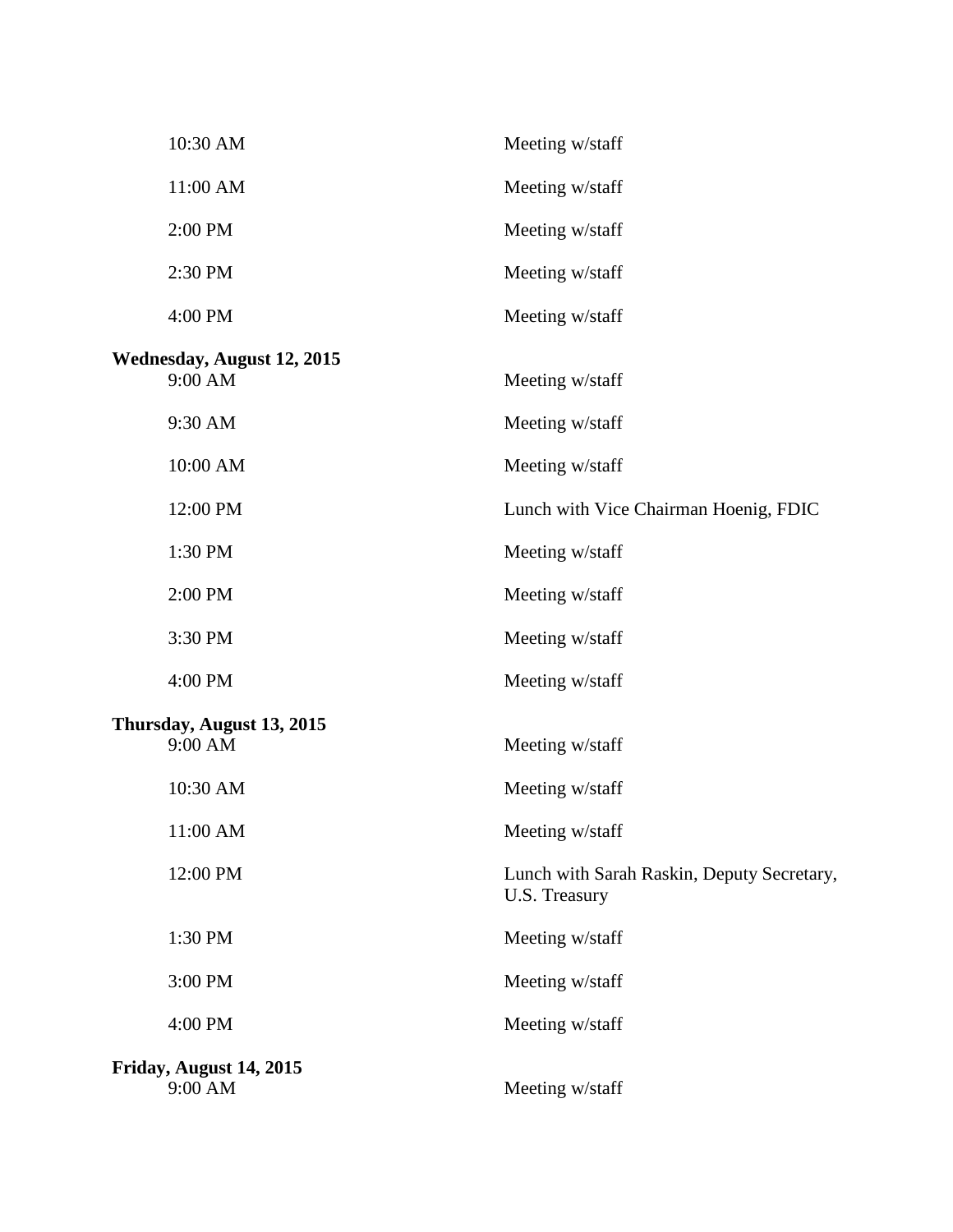| | |
|---|---|
| 10:30 AM | Meeting w/staff |
| 11:00 AM | Meeting w/staff |
| 2:00 PM | Meeting w/staff |
| 2:30 PM | Meeting w/staff |
| 4:00 PM | Meeting w/staff |

**Wednesday, August 12, 2015**

| | |
|---|---|
| 9:00 AM | Meeting w/staff |
| 9:30 AM | Meeting w/staff |
| 10:00 AM | Meeting w/staff |
| 12:00 PM | Lunch with Vice Chairman Hoenig, FDIC |
| 1:30 PM | Meeting w/staff |
| 2:00 PM | Meeting w/staff |
| 3:30 PM | Meeting w/staff |
| 4:00 PM | Meeting w/staff |

**Thursday, August 13, 2015**

| | |
|---|---|
| 9:00 AM | Meeting w/staff |
| 10:30 AM | Meeting w/staff |
| 11:00 AM | Meeting w/staff |
| 12:00 PM | Lunch with Sarah Raskin, Deputy Secretary, U.S. Treasury |
| 1:30 PM | Meeting w/staff |
| 3:00 PM | Meeting w/staff |
| 4:00 PM | Meeting w/staff |

**Friday, August 14, 2015**

| | |
|---|---|
| 9:00 AM | Meeting w/staff |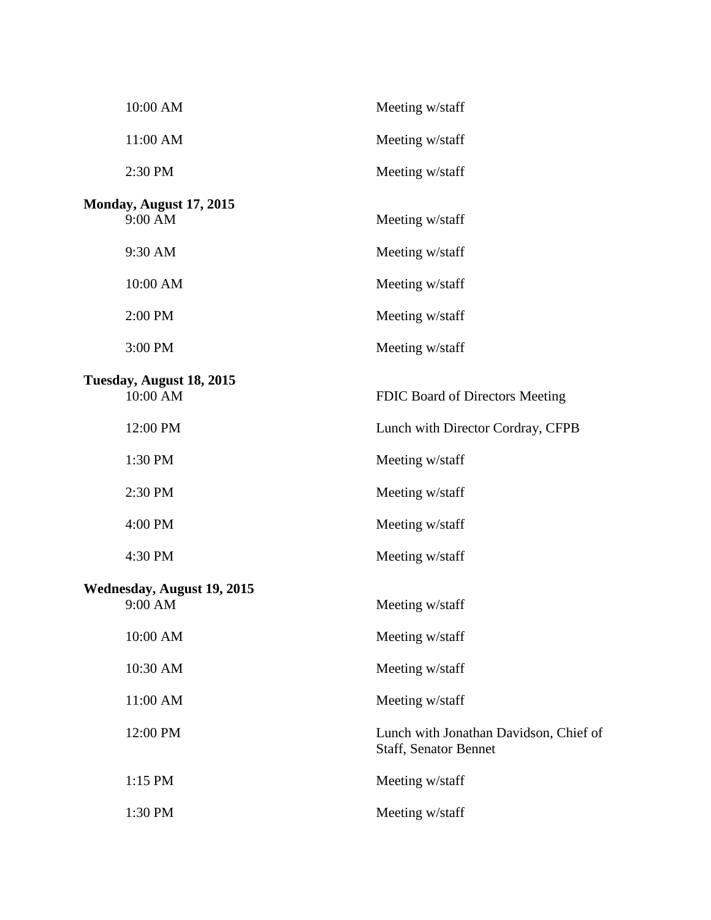| | |
|---|---|
| 10:00 AM | Meeting w/staff |
| 11:00 AM | Meeting w/staff |
| 2:30 PM | Meeting w/staff |

**Monday, August 17, 2015**

| | |
|---|---|
| 9:00 AM | Meeting w/staff |
| 9:30 AM | Meeting w/staff |
| 10:00 AM | Meeting w/staff |
| 2:00 PM | Meeting w/staff |
| 3:00 PM | Meeting w/staff |

**Tuesday, August 18, 2015**

| | |
|---|---|
| 10:00 AM | FDIC Board of Directors Meeting |
| 12:00 PM | Lunch with Director Cordray, CFPB |
| 1:30 PM | Meeting w/staff |
| 2:30 PM | Meeting w/staff |
| 4:00 PM | Meeting w/staff |
| 4:30 PM | Meeting w/staff |

**Wednesday, August 19, 2015**

| | |
|---|---|
| 9:00 AM | Meeting w/staff |
| 10:00 AM | Meeting w/staff |
| 10:30 AM | Meeting w/staff |
| 11:00 AM | Meeting w/staff |
| 12:00 PM | Lunch with Jonathan Davidson, Chief of Staff, Senator Bennet |
| 1:15 PM | Meeting w/staff |
| 1:30 PM | Meeting w/staff |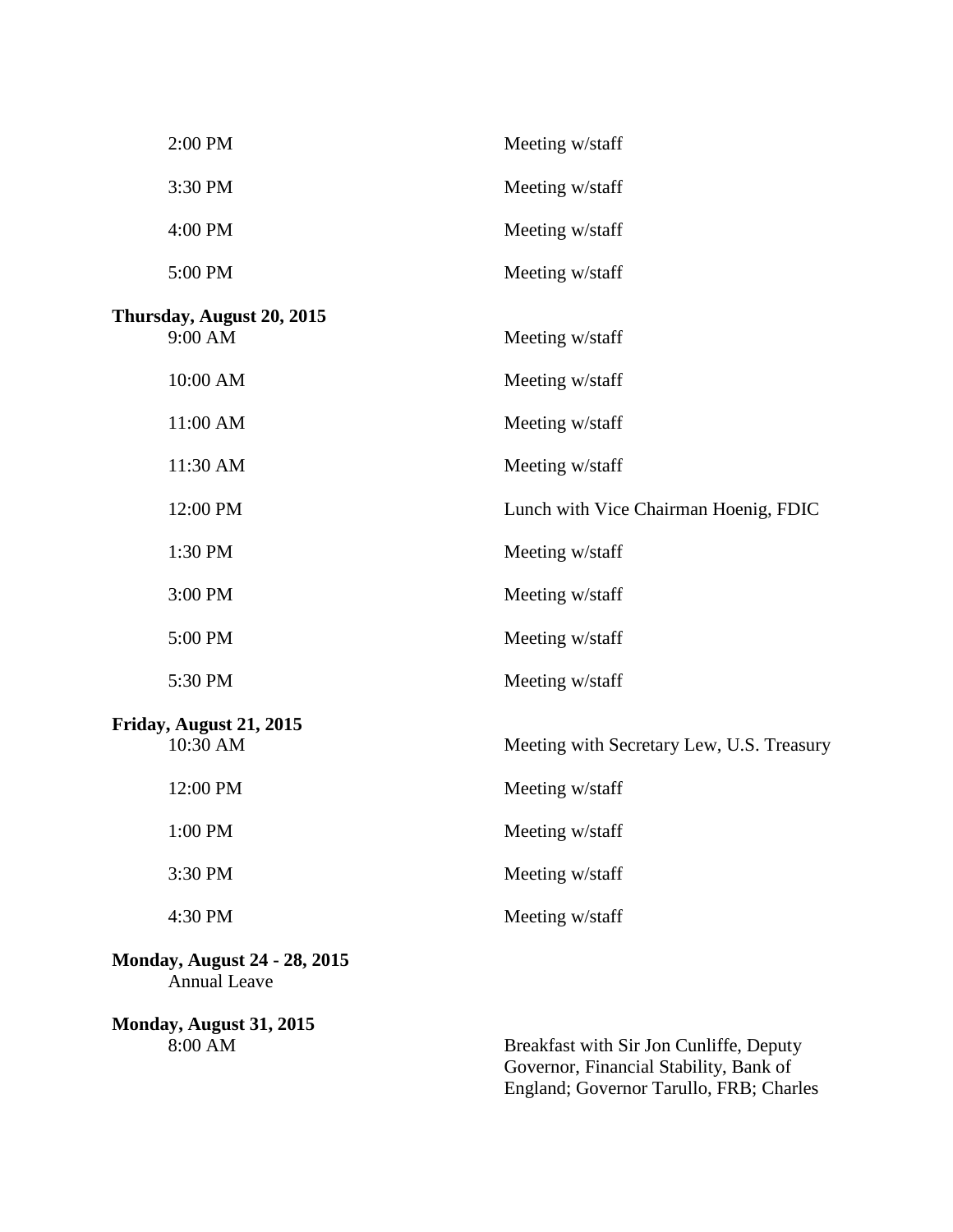| | |
|---|---|
| 2:00 PM | Meeting w/staff |
| 3:30 PM | Meeting w/staff |
| 4:00 PM | Meeting w/staff |
| 5:00 PM | Meeting w/staff |

**Thursday, August 20, 2015**

| | |
|---|---|
| 9:00 AM | Meeting w/staff |
| 10:00 AM | Meeting w/staff |
| 11:00 AM | Meeting w/staff |
| 11:30 AM | Meeting w/staff |
| 12:00 PM | Lunch with Vice Chairman Hoenig, FDIC |
| 1:30 PM | Meeting w/staff |
| 3:00 PM | Meeting w/staff |
| 5:00 PM | Meeting w/staff |
| 5:30 PM | Meeting w/staff |

**Friday, August 21, 2015**

| | |
|---|---|
| 10:30 AM | Meeting with Secretary Lew, U.S. Treasury |
| 12:00 PM | Meeting w/staff |
| 1:00 PM | Meeting w/staff |
| 3:30 PM | Meeting w/staff |
| 4:30 PM | Meeting w/staff |

**Monday, August 24 - 28, 2015**

Annual Leave

**Monday, August 31, 2015**

| | |
|---|---|
| 8:00 AM | Breakfast with Sir Jon Cunliffe, Deputy Governor, Financial Stability, Bank of England; Governor Tarullo, FRB; Charles |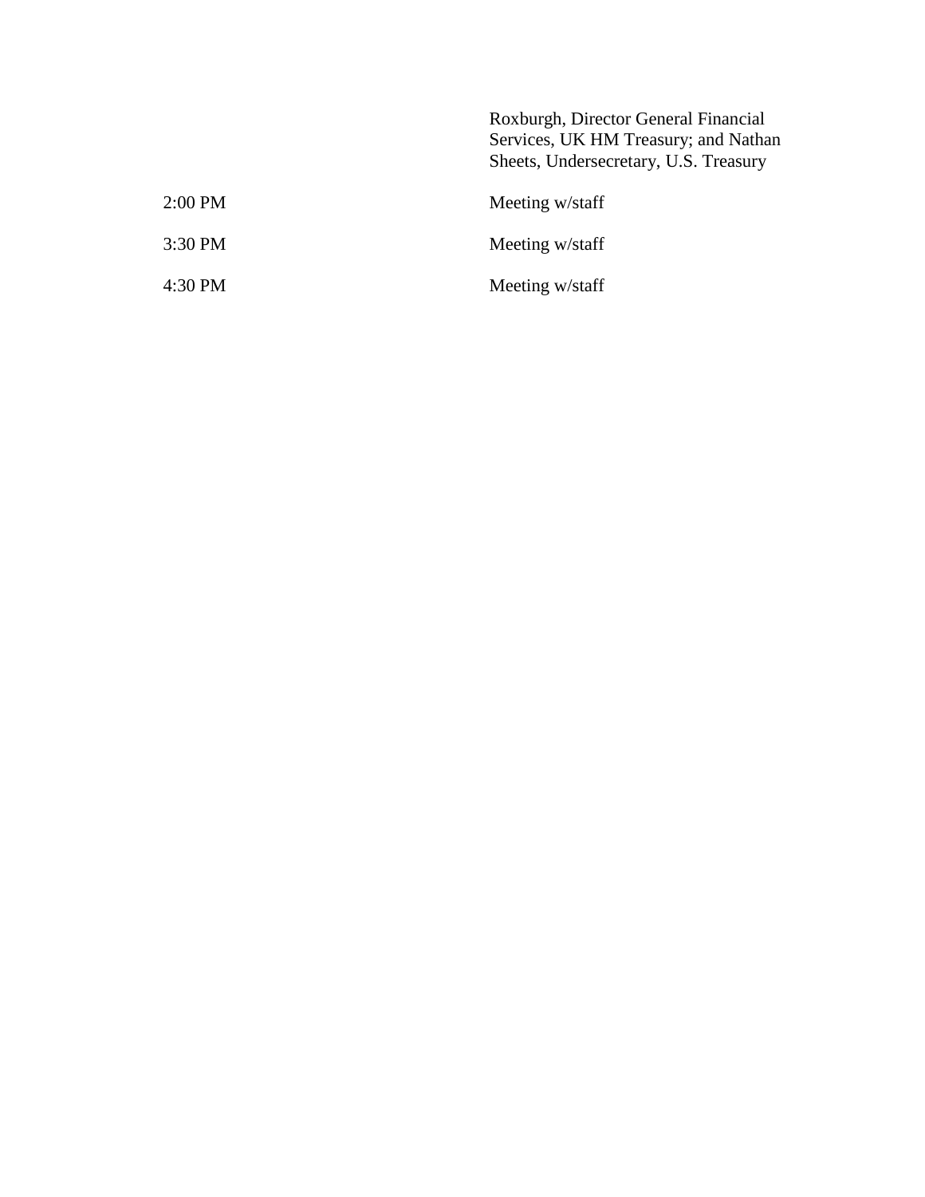| | |
|---|---|
| | Roxburgh, Director General Financial Services, UK HM Treasury; and Nathan Sheets, Undersecretary, U.S. Treasury |
| 2:00 PM | Meeting w/staff |
| 3:30 PM | Meeting w/staff |
| 4:30 PM | Meeting w/staff |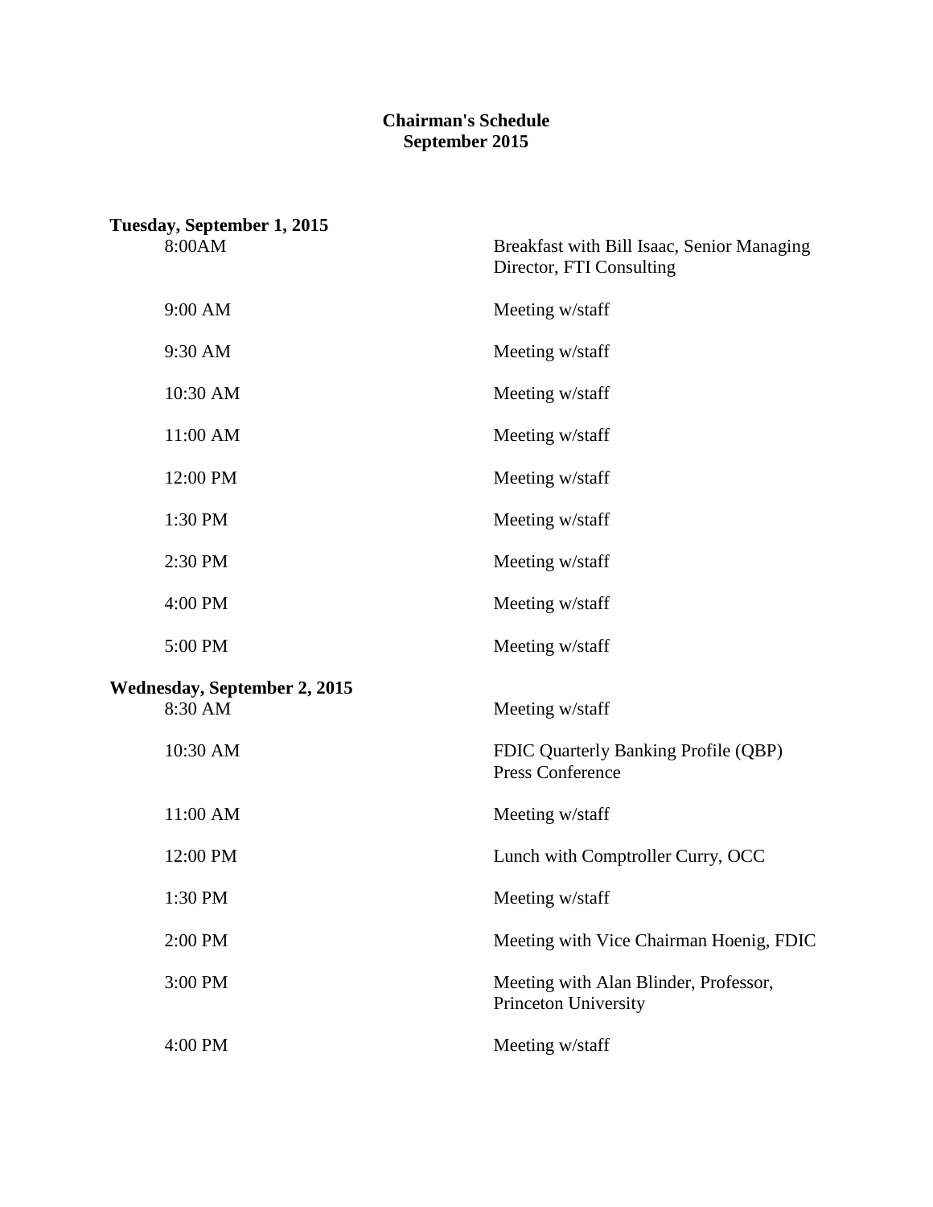# Chairman's Schedule
## September 2015

**Tuesday, September 1, 2015**

| | |
|---|---|
| 8:00AM | Breakfast with Bill Isaac, Senior Managing Director, FTI Consulting |
| 9:00 AM | Meeting w/staff |
| 9:30 AM | Meeting w/staff |
| 10:30 AM | Meeting w/staff |
| 11:00 AM | Meeting w/staff |
| 12:00 PM | Meeting w/staff |
| 1:30 PM | Meeting w/staff |
| 2:30 PM | Meeting w/staff |
| 4:00 PM | Meeting w/staff |
| 5:00 PM | Meeting w/staff |

**Wednesday, September 2, 2015**

| | |
|---|---|
| 8:30 AM | Meeting w/staff |
| 10:30 AM | FDIC Quarterly Banking Profile (QBP) Press Conference |
| 11:00 AM | Meeting w/staff |
| 12:00 PM | Lunch with Comptroller Curry, OCC |
| 1:30 PM | Meeting w/staff |
| 2:00 PM | Meeting with Vice Chairman Hoenig, FDIC |
| 3:00 PM | Meeting with Alan Blinder, Professor, Princeton University |
| 4:00 PM | Meeting w/staff |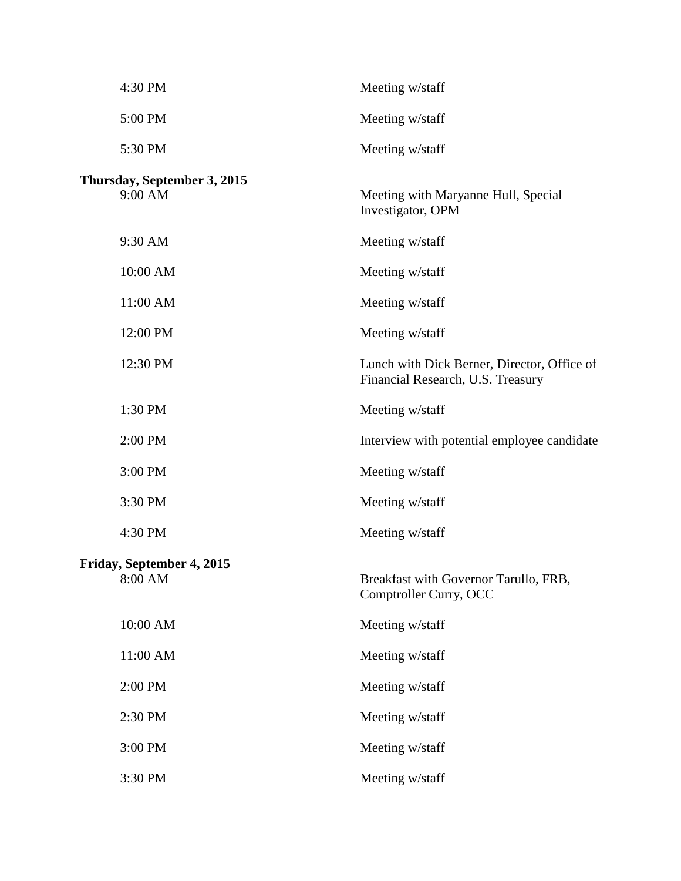| | |
|---|---|
| 4:30 PM | Meeting w/staff |
| 5:00 PM | Meeting w/staff |
| 5:30 PM | Meeting w/staff |

**Thursday, September 3, 2015**

| | |
|---|---|
| 9:00 AM | Meeting with Maryanne Hull, Special Investigator, OPM |
| 9:30 AM | Meeting w/staff |
| 10:00 AM | Meeting w/staff |
| 11:00 AM | Meeting w/staff |
| 12:00 PM | Meeting w/staff |
| 12:30 PM | Lunch with Dick Berner, Director, Office of Financial Research, U.S. Treasury |
| 1:30 PM | Meeting w/staff |
| 2:00 PM | Interview with potential employee candidate |
| 3:00 PM | Meeting w/staff |
| 3:30 PM | Meeting w/staff |
| 4:30 PM | Meeting w/staff |

**Friday, September 4, 2015**

| | |
|---|---|
| 8:00 AM | Breakfast with Governor Tarullo, FRB, Comptroller Curry, OCC |
| 10:00 AM | Meeting w/staff |
| 11:00 AM | Meeting w/staff |
| 2:00 PM | Meeting w/staff |
| 2:30 PM | Meeting w/staff |
| 3:00 PM | Meeting w/staff |
| 3:30 PM | Meeting w/staff |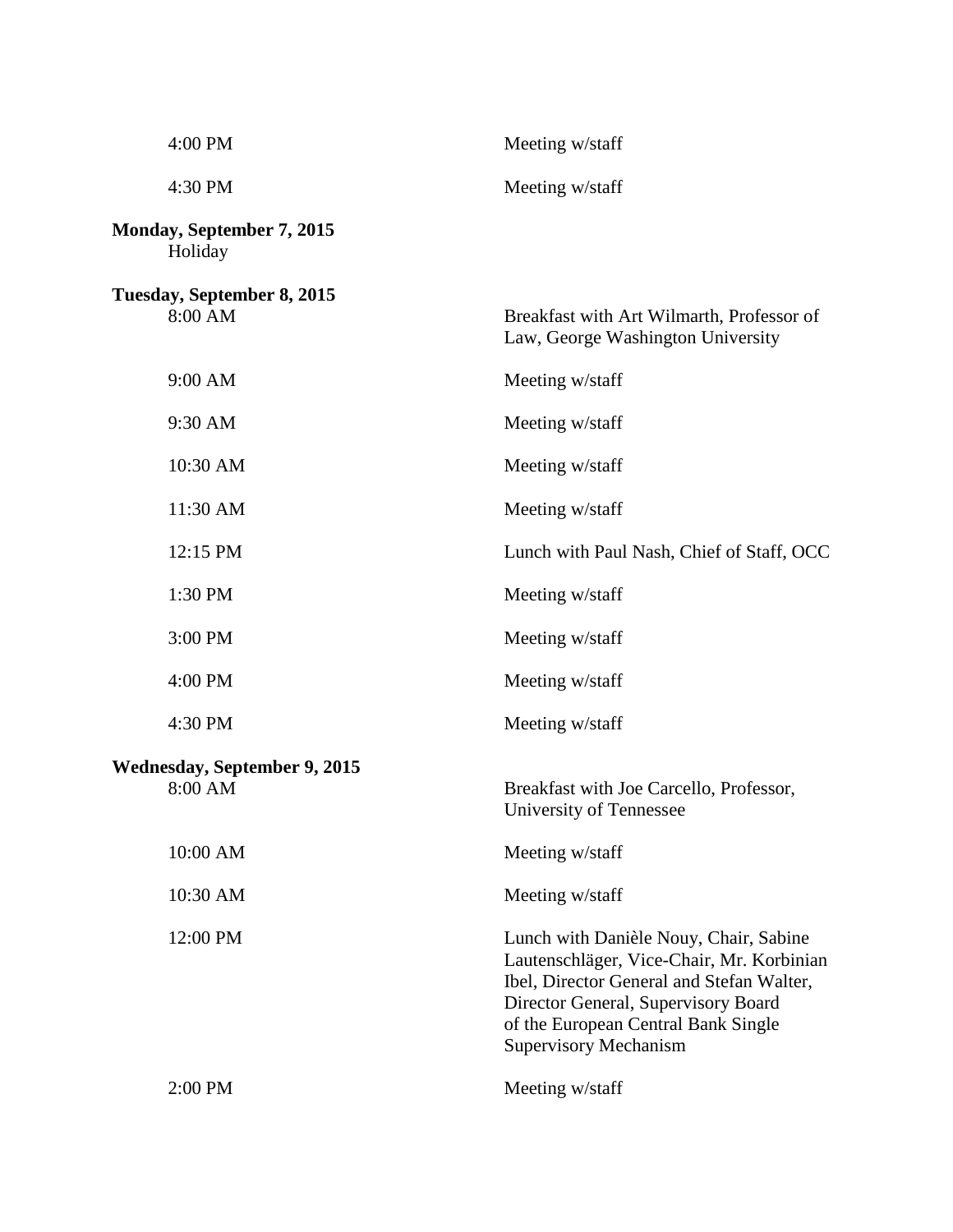| | |
|---|---|
| 4:00 PM | Meeting w/staff |
| 4:30 PM | Meeting w/staff |

**Monday, September 7, 2015**

Holiday

**Tuesday, September 8, 2015**

| | |
|---|---|
| 8:00 AM | Breakfast with Art Wilmarth, Professor of Law, George Washington University |
| 9:00 AM | Meeting w/staff |
| 9:30 AM | Meeting w/staff |
| 10:30 AM | Meeting w/staff |
| 11:30 AM | Meeting w/staff |
| 12:15 PM | Lunch with Paul Nash, Chief of Staff, OCC |
| 1:30 PM | Meeting w/staff |
| 3:00 PM | Meeting w/staff |
| 4:00 PM | Meeting w/staff |
| 4:30 PM | Meeting w/staff |

**Wednesday, September 9, 2015**

| | |
|---|---|
| 8:00 AM | Breakfast with Joe Carcello, Professor, University of Tennessee |
| 10:00 AM | Meeting w/staff |
| 10:30 AM | Meeting w/staff |
| 12:00 PM | Lunch with Danièle Nouy, Chair, Sabine Lautenschläger, Vice-Chair, Mr. Korbinian Ibel, Director General and Stefan Walter, Director General, Supervisory Board of the European Central Bank Single Supervisory Mechanism |
| 2:00 PM | Meeting w/staff |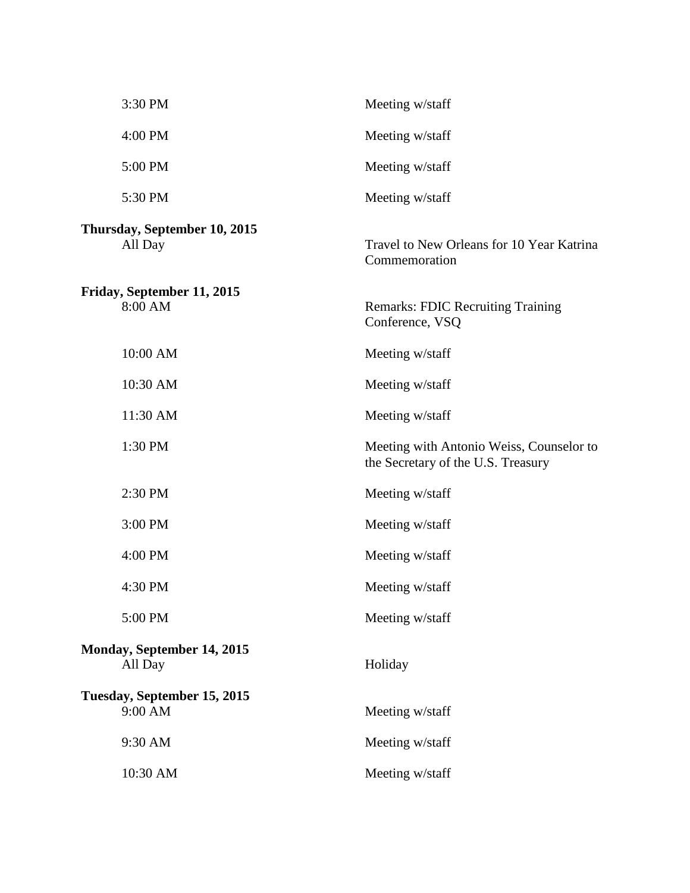| | |
|---|---|
| 3:30 PM | Meeting w/staff |
| 4:00 PM | Meeting w/staff |
| 5:00 PM | Meeting w/staff |
| 5:30 PM | Meeting w/staff |

**Thursday, September 10, 2015**

| | |
|---|---|
| All Day | Travel to New Orleans for 10 Year Katrina Commemoration |

**Friday, September 11, 2015**

| | |
|---|---|
| 8:00 AM | Remarks: FDIC Recruiting Training Conference, VSQ |
| 10:00 AM | Meeting w/staff |
| 10:30 AM | Meeting w/staff |
| 11:30 AM | Meeting w/staff |
| 1:30 PM | Meeting with Antonio Weiss, Counselor to the Secretary of the U.S. Treasury |
| 2:30 PM | Meeting w/staff |
| 3:00 PM | Meeting w/staff |
| 4:00 PM | Meeting w/staff |
| 4:30 PM | Meeting w/staff |
| 5:00 PM | Meeting w/staff |

**Monday, September 14, 2015**

| | |
|---|---|
| All Day | Holiday |

**Tuesday, September 15, 2015**

| | |
|---|---|
| 9:00 AM | Meeting w/staff |
| 9:30 AM | Meeting w/staff |
| 10:30 AM | Meeting w/staff |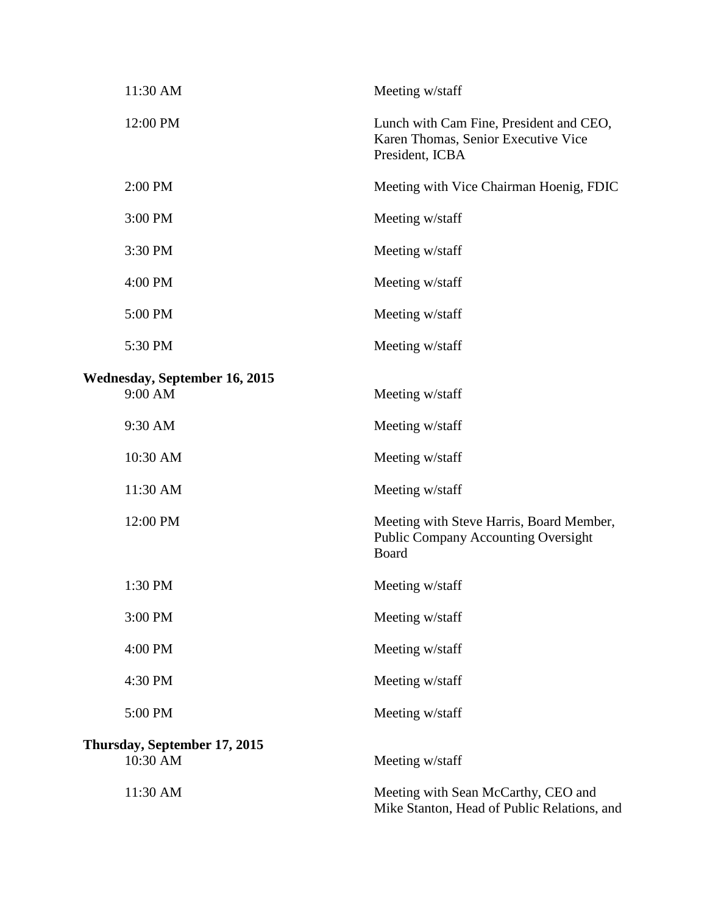| | |
|---|---|
| 11:30 AM | Meeting w/staff |
| 12:00 PM | Lunch with Cam Fine, President and CEO, Karen Thomas, Senior Executive Vice President, ICBA |
| 2:00 PM | Meeting with Vice Chairman Hoenig, FDIC |
| 3:00 PM | Meeting w/staff |
| 3:30 PM | Meeting w/staff |
| 4:00 PM | Meeting w/staff |
| 5:00 PM | Meeting w/staff |
| 5:30 PM | Meeting w/staff |

**Wednesday, September 16, 2015**

| | |
|---|---|
| 9:00 AM | Meeting w/staff |
| 9:30 AM | Meeting w/staff |
| 10:30 AM | Meeting w/staff |
| 11:30 AM | Meeting w/staff |
| 12:00 PM | Meeting with Steve Harris, Board Member, Public Company Accounting Oversight Board |
| 1:30 PM | Meeting w/staff |
| 3:00 PM | Meeting w/staff |
| 4:00 PM | Meeting w/staff |
| 4:30 PM | Meeting w/staff |
| 5:00 PM | Meeting w/staff |

**Thursday, September 17, 2015**

| | |
|---|---|
| 10:30 AM | Meeting w/staff |
| 11:30 AM | Meeting with Sean McCarthy, CEO and Mike Stanton, Head of Public Relations, and |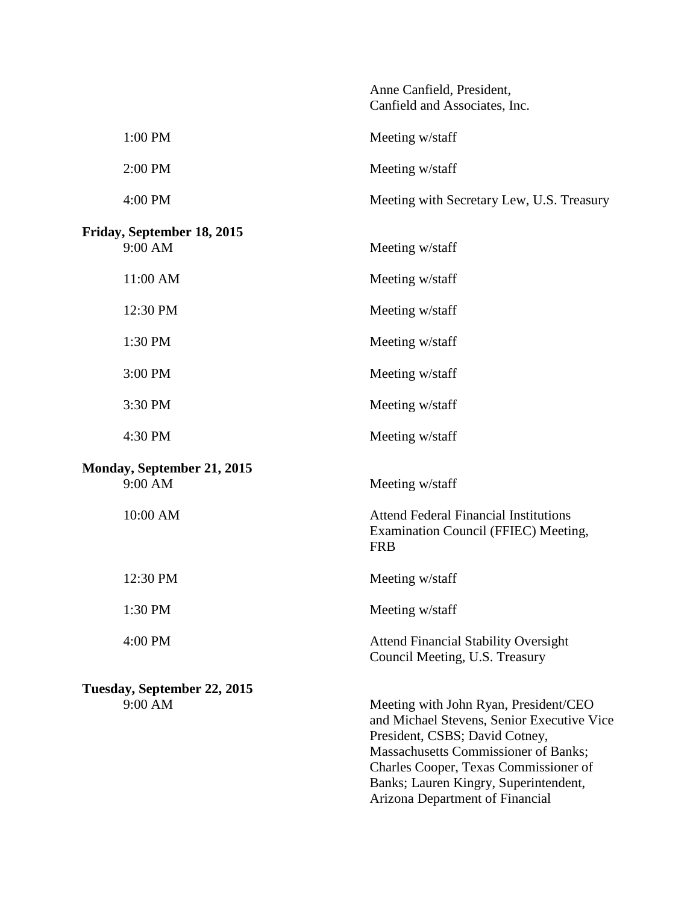| | |
|---|---|
| | Anne Canfield, President, Canfield and Associates, Inc. |
| 1:00 PM | Meeting w/staff |
| 2:00 PM | Meeting w/staff |
| 4:00 PM | Meeting with Secretary Lew, U.S. Treasury |

**Friday, September 18, 2015**

| | |
|---|---|
| 9:00 AM | Meeting w/staff |
| 11:00 AM | Meeting w/staff |
| 12:30 PM | Meeting w/staff |
| 1:30 PM | Meeting w/staff |
| 3:00 PM | Meeting w/staff |
| 3:30 PM | Meeting w/staff |
| 4:30 PM | Meeting w/staff |

**Monday, September 21, 2015**

| | |
|---|---|
| 9:00 AM | Meeting w/staff |
| 10:00 AM | Attend Federal Financial Institutions Examination Council (FFIEC) Meeting, FRB |
| 12:30 PM | Meeting w/staff |
| 1:30 PM | Meeting w/staff |
| 4:00 PM | Attend Financial Stability Oversight Council Meeting, U.S. Treasury |

**Tuesday, September 22, 2015**

| | |
|---|---|
| 9:00 AM | Meeting with John Ryan, President/CEO and Michael Stevens, Senior Executive Vice President, CSBS; David Cotney, Massachusetts Commissioner of Banks; Charles Cooper, Texas Commissioner of Banks; Lauren Kingry, Superintendent, Arizona Department of Financial |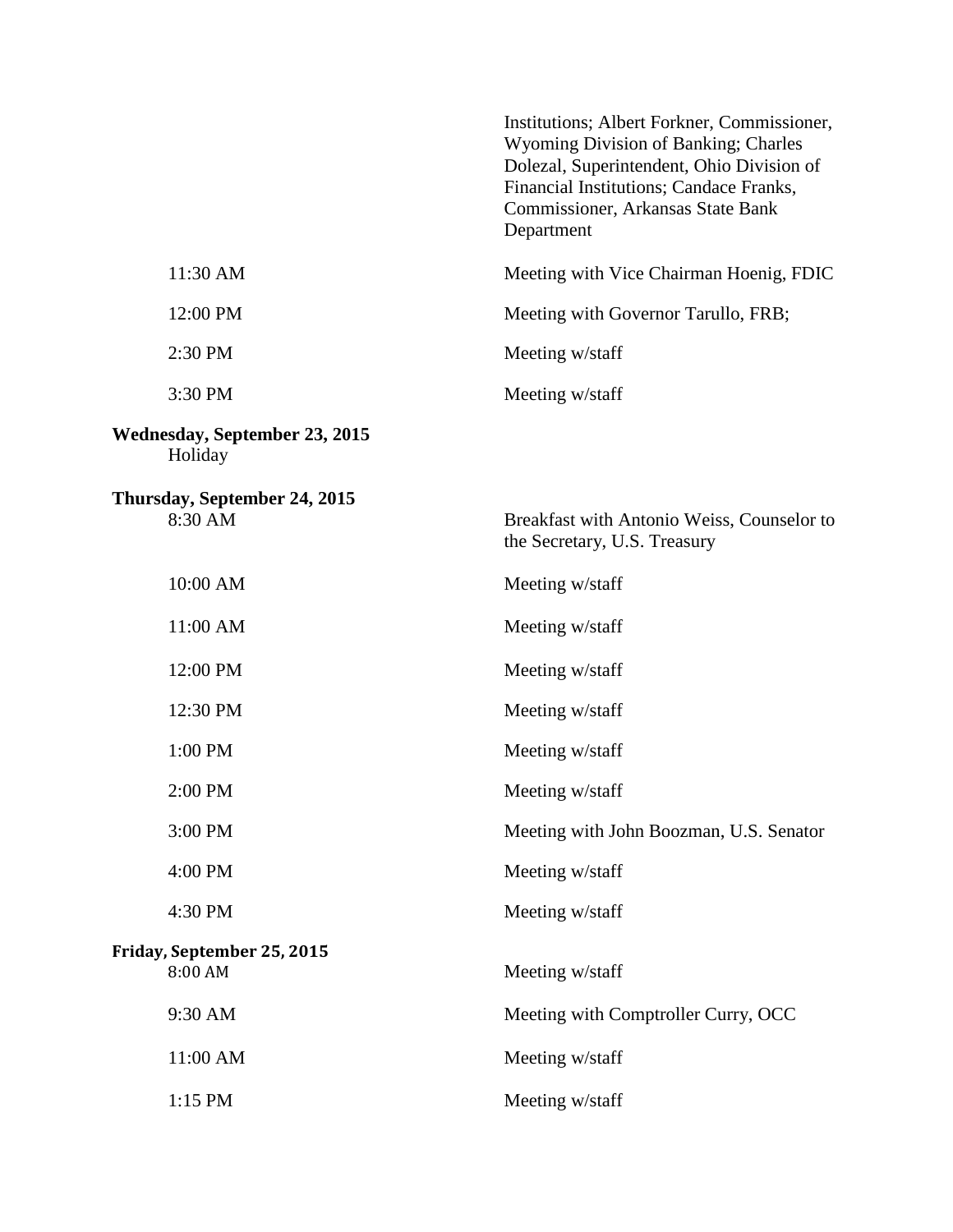| | |
|---|---|
| | Institutions; Albert Forkner, Commissioner, Wyoming Division of Banking; Charles Dolezal, Superintendent, Ohio Division of Financial Institutions; Candace Franks, Commissioner, Arkansas State Bank Department |
| 11:30 AM | Meeting with Vice Chairman Hoenig, FDIC |
| 12:00 PM | Meeting with Governor Tarullo, FRB; |
| 2:30 PM | Meeting w/staff |
| 3:30 PM | Meeting w/staff |

**Wednesday, September 23, 2015**

Holiday

**Thursday, September 24, 2015**

| | |
|---|---|
| 8:30 AM | Breakfast with Antonio Weiss, Counselor to the Secretary, U.S. Treasury |
| 10:00 AM | Meeting w/staff |
| 11:00 AM | Meeting w/staff |
| 12:00 PM | Meeting w/staff |
| 12:30 PM | Meeting w/staff |
| 1:00 PM | Meeting w/staff |
| 2:00 PM | Meeting w/staff |
| 3:00 PM | Meeting with John Boozman, U.S. Senator |
| 4:00 PM | Meeting w/staff |
| 4:30 PM | Meeting w/staff |

**Friday, September 25, 2015**

| | |
|---|---|
| 8:00 AM | Meeting w/staff |
| 9:30 AM | Meeting with Comptroller Curry, OCC |
| 11:00 AM | Meeting w/staff |
| 1:15 PM | Meeting w/staff |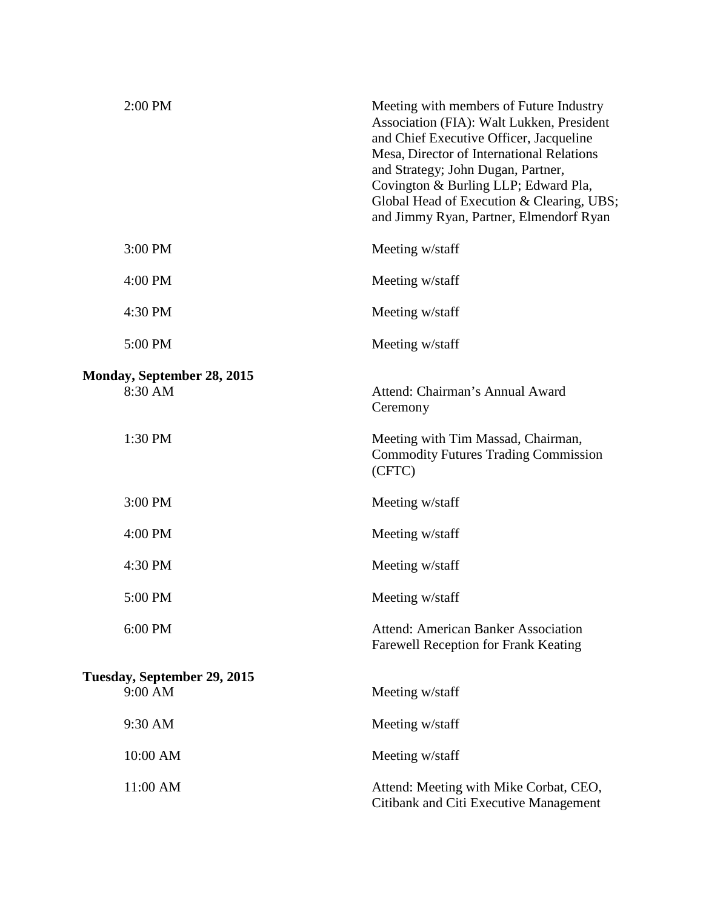| | |
|---|---|
| 2:00 PM | Meeting with members of Future Industry Association (FIA): Walt Lukken, President and Chief Executive Officer, Jacqueline Mesa, Director of International Relations and Strategy; John Dugan, Partner, Covington & Burling LLP; Edward Pla, Global Head of Execution & Clearing, UBS; and Jimmy Ryan, Partner, Elmendorf Ryan |
| 3:00 PM | Meeting w/staff |
| 4:00 PM | Meeting w/staff |
| 4:30 PM | Meeting w/staff |
| 5:00 PM | Meeting w/staff |

**Monday, September 28, 2015**

| | |
|---|---|
| 8:30 AM | Attend: Chairman's Annual Award Ceremony |
| 1:30 PM | Meeting with Tim Massad, Chairman, Commodity Futures Trading Commission (CFTC) |
| 3:00 PM | Meeting w/staff |
| 4:00 PM | Meeting w/staff |
| 4:30 PM | Meeting w/staff |
| 5:00 PM | Meeting w/staff |
| 6:00 PM | Attend: American Banker Association Farewell Reception for Frank Keating |

**Tuesday, September 29, 2015**

| | |
|---|---|
| 9:00 AM | Meeting w/staff |
| 9:30 AM | Meeting w/staff |
| 10:00 AM | Meeting w/staff |
| 11:00 AM | Attend: Meeting with Mike Corbat, CEO, Citibank and Citi Executive Management |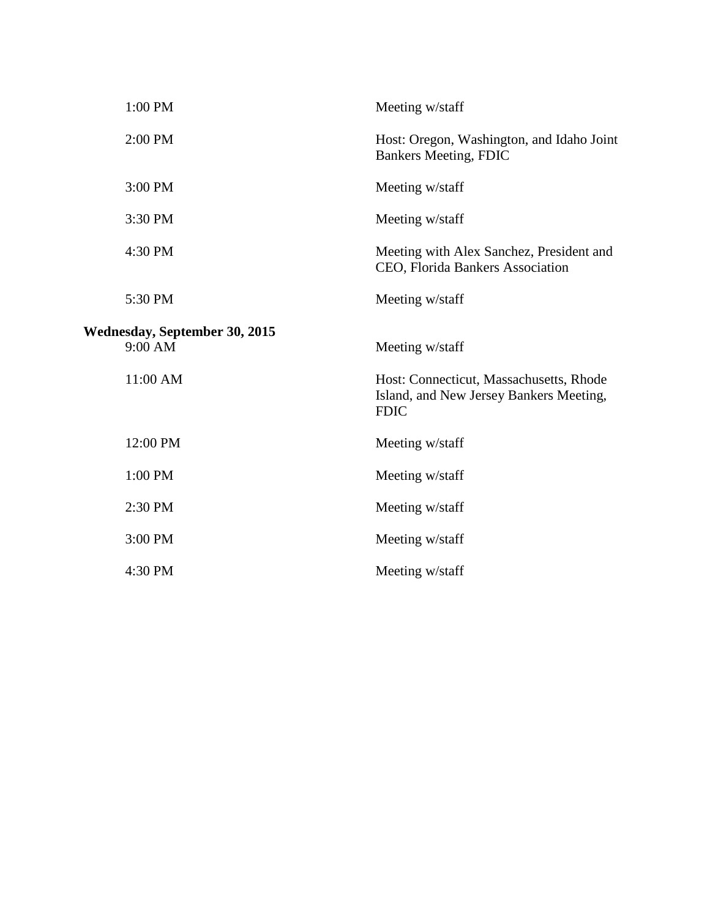| | |
|---|---|
| 1:00 PM | Meeting w/staff |
| 2:00 PM | Host: Oregon, Washington, and Idaho Joint Bankers Meeting, FDIC |
| 3:00 PM | Meeting w/staff |
| 3:30 PM | Meeting w/staff |
| 4:30 PM | Meeting with Alex Sanchez, President and CEO, Florida Bankers Association |
| 5:30 PM | Meeting w/staff |

**Wednesday, September 30, 2015**

| | |
|---|---|
| 9:00 AM | Meeting w/staff |
| 11:00 AM | Host: Connecticut, Massachusetts, Rhode Island, and New Jersey Bankers Meeting, FDIC |
| 12:00 PM | Meeting w/staff |
| 1:00 PM | Meeting w/staff |
| 2:30 PM | Meeting w/staff |
| 3:00 PM | Meeting w/staff |
| 4:30 PM | Meeting w/staff |